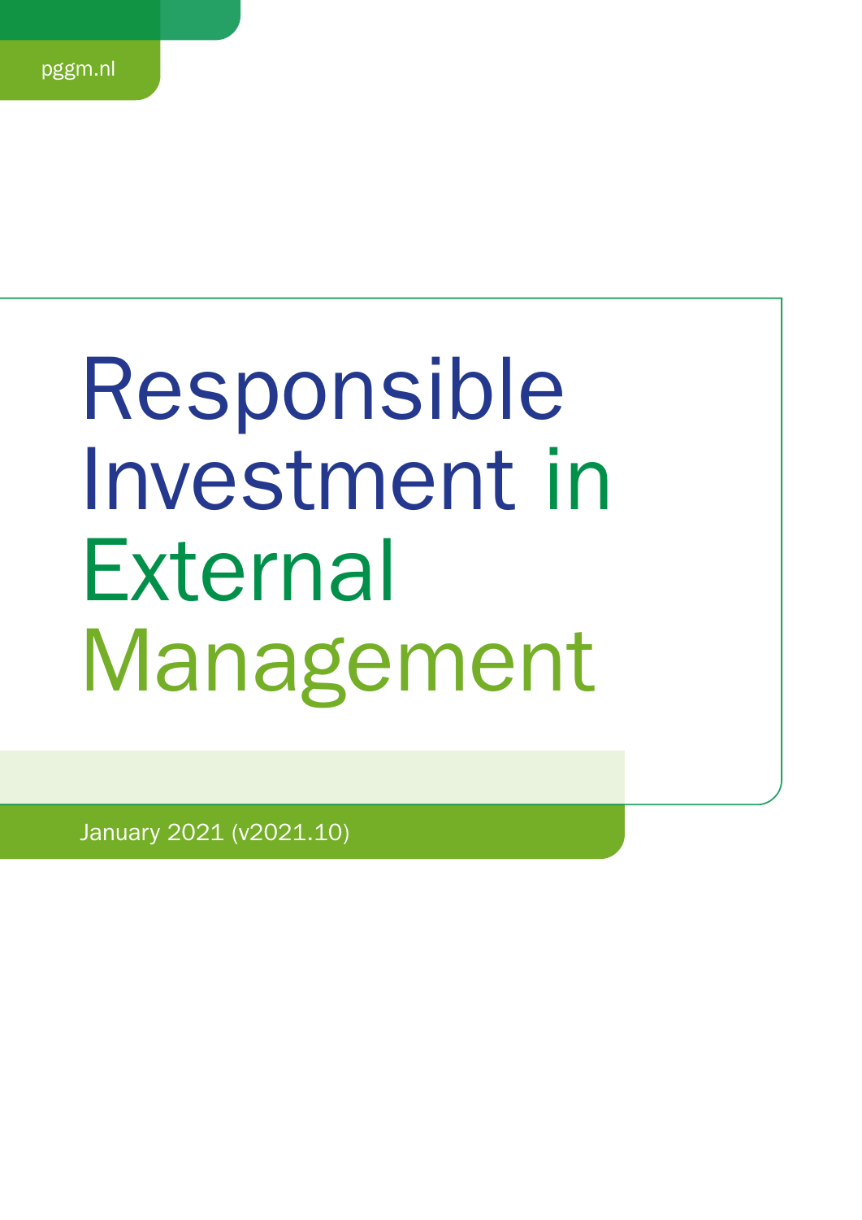pggm.nl

# Responsible Investment in External Management

January 2021 (v2021.10)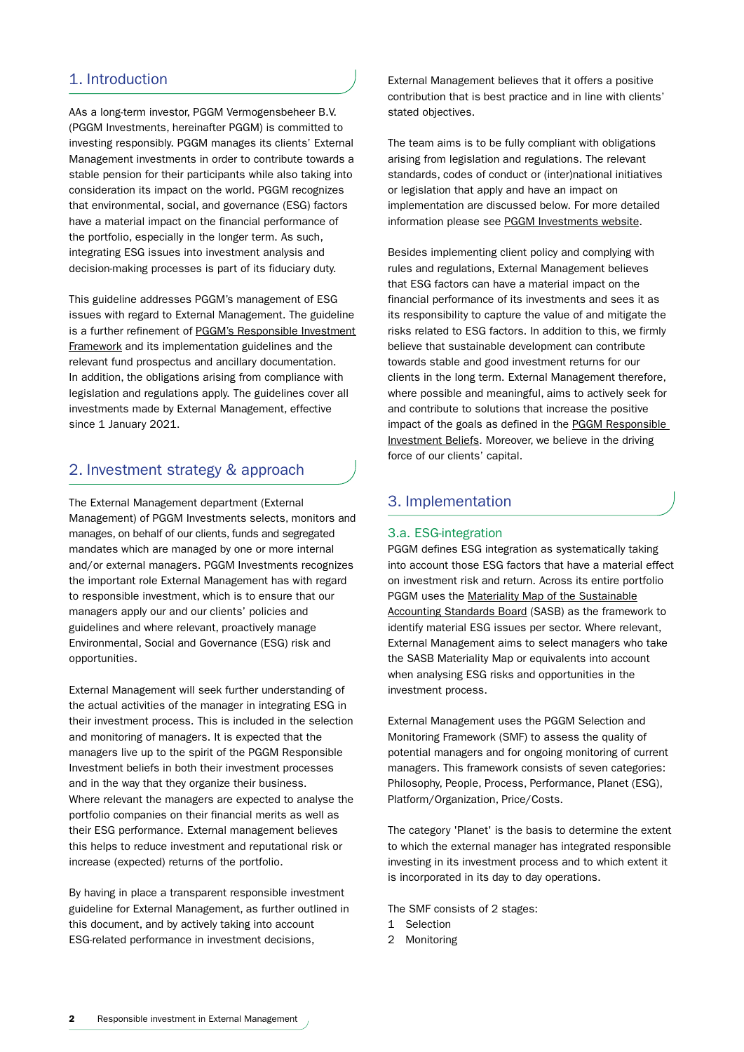## 1. Introduction

AAs a long-term investor, PGGM Vermogensbeheer B.V. (PGGM Investments, hereinafter PGGM) is committed to investing responsibly. PGGM manages its clients' External Management investments in order to contribute towards a stable pension for their participants while also taking into consideration its impact on the world. PGGM recognizes that environmental, social, and governance (ESG) factors have a material impact on the financial performance of the portfolio, especially in the longer term. As such, integrating ESG issues into investment analysis and decision-making processes is part of its fiduciary duty.

This guideline addresses PGGM's management of ESG issues with regard to External Management. The guideline is a further refinement of PGGM's Responsible Investment Framework and its implementation guidelines and the relevant fund prospectus and ancillary documentation. In addition, the obligations arising from compliance with legislation and regulations apply. The guidelines cover all investments made by External Management, effective since 1 January 2021.

## 2. Investment strategy & approach

The External Management department (External Management) of PGGM Investments selects, monitors and manages, on behalf of our clients, funds and segregated mandates which are managed by one or more internal and/or external managers. PGGM Investments recognizes the important role External Management has with regard to responsible investment, which is to ensure that our managers apply our and our clients' policies and guidelines and where relevant, proactively manage Environmental, Social and Governance (ESG) risk and opportunities.

External Management will seek further understanding of the actual activities of the manager in integrating ESG in their investment process. This is included in the selection and monitoring of managers. It is expected that the managers live up to the spirit of the PGGM Responsible Investment beliefs in both their investment processes and in the way that they organize their business. Where relevant the managers are expected to analyse the portfolio companies on their financial merits as well as their ESG performance. External management believes this helps to reduce investment and reputational risk or increase (expected) returns of the portfolio.

By having in place a transparent responsible investment guideline for External Management, as further outlined in this document, and by actively taking into account ESG-related performance in investment decisions, External Management believes that it offers a positive contribution that is best practice and in line with clients' stated objectives.

The team aims is to be fully compliant with obligations arising from legislation and regulations. The relevant standards, codes of conduct or (inter)national initiatives or legislation that apply and have an impact on implementation are discussed below. For more detailed information please see PGGM Investments website.

Besides implementing client policy and complying with rules and regulations, External Management believes that ESG factors can have a material impact on the financial performance of its investments and sees it as its responsibility to capture the value of and mitigate the risks related to ESG factors. In addition to this, we firmly believe that sustainable development can contribute towards stable and good investment returns for our clients in the long term. External Management therefore, where possible and meaningful, aims to actively seek for and contribute to solutions that increase the positive impact of the goals as defined in the PGGM Responsible Investment Beliefs. Moreover, we believe in the driving force of our clients' capital.

## 3. Implementation

### 3.a. ESG-integration

PGGM defines ESG integration as systematically taking into account those ESG factors that have a material effect on investment risk and return. Across its entire portfolio PGGM uses the Materiality Map of the Sustainable Accounting Standards Board (SASB) as the framework to identify material ESG issues per sector. Where relevant, External Management aims to select managers who take the SASB Materiality Map or equivalents into account when analysing ESG risks and opportunities in the investment process.

External Management uses the PGGM Selection and Monitoring Framework (SMF) to assess the quality of potential managers and for ongoing monitoring of current managers. This framework consists of seven categories: Philosophy, People, Process, Performance, Planet (ESG), Platform/Organization, Price/Costs.

The category 'Planet' is the basis to determine the extent to which the external manager has integrated responsible investing in its investment process and to which extent it is incorporated in its day to day operations.

The SMF consists of 2 stages:

1. Selection
2. Monitoring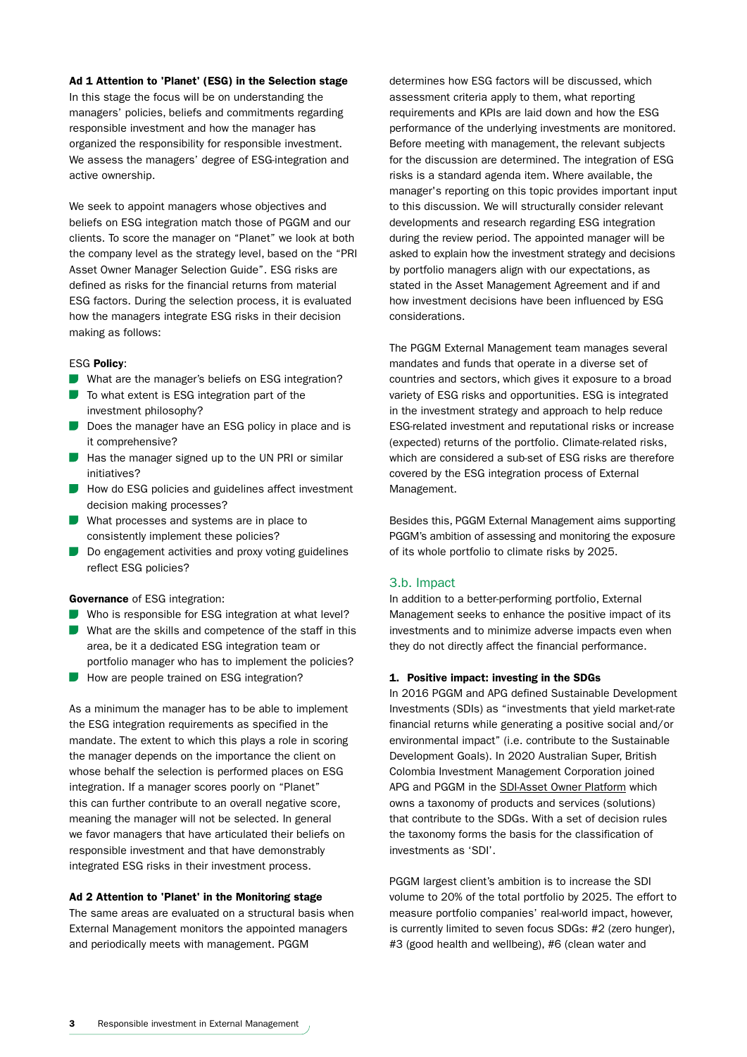**Ad 1 Attention to 'Planet' (ESG) in the Selection stage**
In this stage the focus will be on understanding the managers' policies, beliefs and commitments regarding responsible investment and how the manager has organized the responsibility for responsible investment. We assess the managers' degree of ESG-integration and active ownership.

We seek to appoint managers whose objectives and beliefs on ESG integration match those of PGGM and our clients. To score the manager on "Planet" we look at both the company level as the strategy level, based on the "PRI Asset Owner Manager Selection Guide". ESG risks are defined as risks for the financial returns from material ESG factors. During the selection process, it is evaluated how the managers integrate ESG risks in their decision making as follows:

ESG **Policy**:
- What are the manager's beliefs on ESG integration?
- To what extent is ESG integration part of the investment philosophy?
- Does the manager have an ESG policy in place and is it comprehensive?
- Has the manager signed up to the UN PRI or similar initiatives?
- How do ESG policies and guidelines affect investment decision making processes?
- What processes and systems are in place to consistently implement these policies?
- Do engagement activities and proxy voting guidelines reflect ESG policies?

**Governance** of ESG integration:
- Who is responsible for ESG integration at what level?
- What are the skills and competence of the staff in this area, be it a dedicated ESG integration team or portfolio manager who has to implement the policies?
- How are people trained on ESG integration?

As a minimum the manager has to be able to implement the ESG integration requirements as specified in the mandate. The extent to which this plays a role in scoring the manager depends on the importance the client on whose behalf the selection is performed places on ESG integration. If a manager scores poorly on "Planet" this can further contribute to an overall negative score, meaning the manager will not be selected. In general we favor managers that have articulated their beliefs on responsible investment and that have demonstrably integrated ESG risks in their investment process.

**Ad 2 Attention to 'Planet' in the Monitoring stage**
The same areas are evaluated on a structural basis when External Management monitors the appointed managers and periodically meets with management. PGGM determines how ESG factors will be discussed, which assessment criteria apply to them, what reporting requirements and KPIs are laid down and how the ESG performance of the underlying investments are monitored. Before meeting with management, the relevant subjects for the discussion are determined. The integration of ESG risks is a standard agenda item. Where available, the manager's reporting on this topic provides important input to this discussion. We will structurally consider relevant developments and research regarding ESG integration during the review period. The appointed manager will be asked to explain how the investment strategy and decisions by portfolio managers align with our expectations, as stated in the Asset Management Agreement and if and how investment decisions have been influenced by ESG considerations.

The PGGM External Management team manages several mandates and funds that operate in a diverse set of countries and sectors, which gives it exposure to a broad variety of ESG risks and opportunities. ESG is integrated in the investment strategy and approach to help reduce ESG-related investment and reputational risks or increase (expected) returns of the portfolio. Climate-related risks, which are considered a sub-set of ESG risks are therefore covered by the ESG integration process of External Management.

Besides this, PGGM External Management aims supporting PGGM's ambition of assessing and monitoring the exposure of its whole portfolio to climate risks by 2025.

## 3.b. Impact

In addition to a better-performing portfolio, External Management seeks to enhance the positive impact of its investments and to minimize adverse impacts even when they do not directly affect the financial performance.

**1. Positive impact: investing in the SDGs**
In 2016 PGGM and APG defined Sustainable Development Investments (SDIs) as "investments that yield market-rate financial returns while generating a positive social and/or environmental impact" (i.e. contribute to the Sustainable Development Goals). In 2020 Australian Super, British Colombia Investment Management Corporation joined APG and PGGM in the SDI-Asset Owner Platform which owns a taxonomy of products and services (solutions) that contribute to the SDGs. With a set of decision rules the taxonomy forms the basis for the classification of investments as 'SDI'.

PGGM largest client's ambition is to increase the SDI volume to 20% of the total portfolio by 2025. The effort to measure portfolio companies' real-world impact, however, is currently limited to seven focus SDGs: #2 (zero hunger), #3 (good health and wellbeing), #6 (clean water and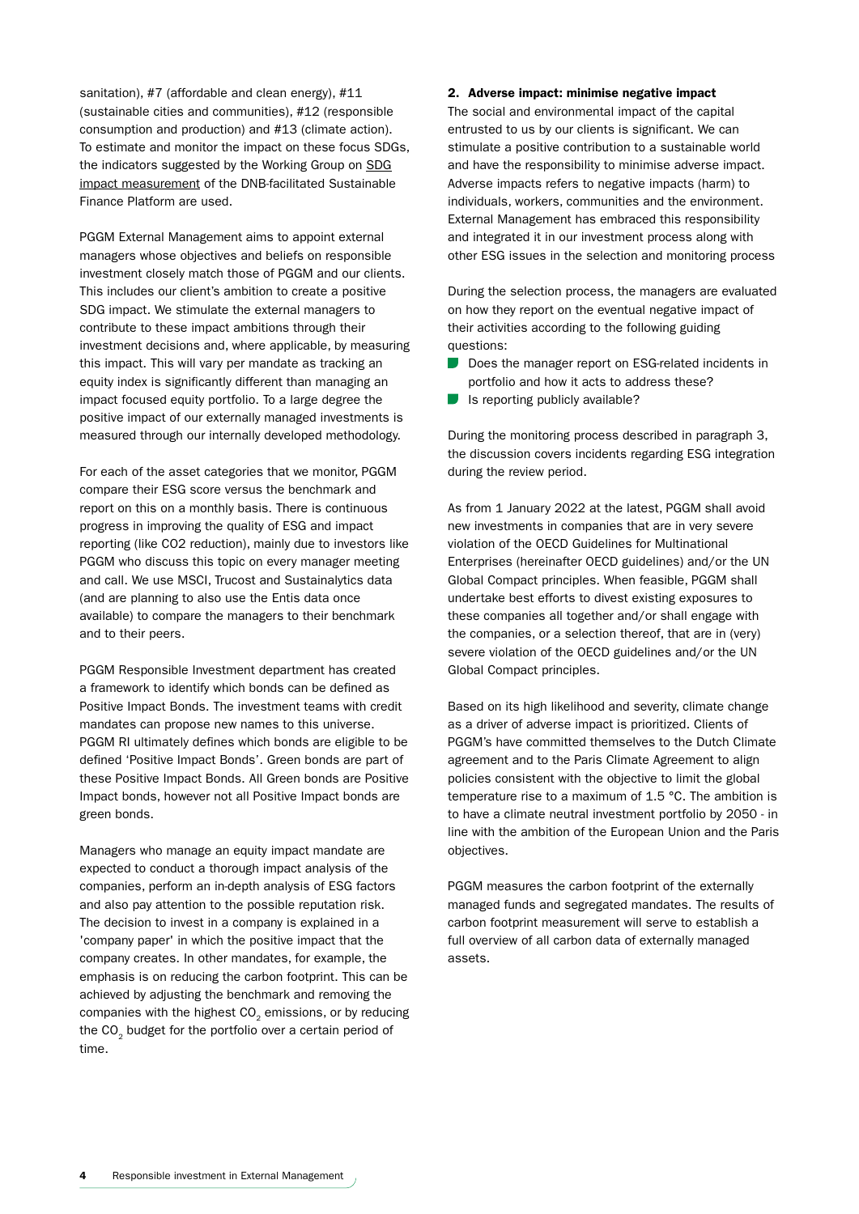sanitation), #7 (affordable and clean energy), #11 (sustainable cities and communities), #12 (responsible consumption and production) and #13 (climate action). To estimate and monitor the impact on these focus SDGs, the indicators suggested by the Working Group on SDG impact measurement of the DNB-facilitated Sustainable Finance Platform are used.

PGGM External Management aims to appoint external managers whose objectives and beliefs on responsible investment closely match those of PGGM and our clients. This includes our client's ambition to create a positive SDG impact. We stimulate the external managers to contribute to these impact ambitions through their investment decisions and, where applicable, by measuring this impact. This will vary per mandate as tracking an equity index is significantly different than managing an impact focused equity portfolio. To a large degree the positive impact of our externally managed investments is measured through our internally developed methodology.

For each of the asset categories that we monitor, PGGM compare their ESG score versus the benchmark and report on this on a monthly basis. There is continuous progress in improving the quality of ESG and impact reporting (like CO2 reduction), mainly due to investors like PGGM who discuss this topic on every manager meeting and call. We use MSCI, Trucost and Sustainalytics data (and are planning to also use the Entis data once available) to compare the managers to their benchmark and to their peers.

PGGM Responsible Investment department has created a framework to identify which bonds can be defined as Positive Impact Bonds. The investment teams with credit mandates can propose new names to this universe. PGGM RI ultimately defines which bonds are eligible to be defined 'Positive Impact Bonds'. Green bonds are part of these Positive Impact Bonds. All Green bonds are Positive Impact bonds, however not all Positive Impact bonds are green bonds.

Managers who manage an equity impact mandate are expected to conduct a thorough impact analysis of the companies, perform an in-depth analysis of ESG factors and also pay attention to the possible reputation risk. The decision to invest in a company is explained in a 'company paper' in which the positive impact that the company creates. In other mandates, for example, the emphasis is on reducing the carbon footprint. This can be achieved by adjusting the benchmark and removing the companies with the highest $CO_2$ emissions, or by reducing the $CO_2$ budget for the portfolio over a certain period of time.

**2. Adverse impact: minimise negative impact**

The social and environmental impact of the capital entrusted to us by our clients is significant. We can stimulate a positive contribution to a sustainable world and have the responsibility to minimise adverse impact. Adverse impacts refers to negative impacts (harm) to individuals, workers, communities and the environment. External Management has embraced this responsibility and integrated it in our investment process along with other ESG issues in the selection and monitoring process

During the selection process, the managers are evaluated on how they report on the eventual negative impact of their activities according to the following guiding questions:

- Does the manager report on ESG-related incidents in portfolio and how it acts to address these?
- Is reporting publicly available?

During the monitoring process described in paragraph 3, the discussion covers incidents regarding ESG integration during the review period.

As from 1 January 2022 at the latest, PGGM shall avoid new investments in companies that are in very severe violation of the OECD Guidelines for Multinational Enterprises (hereinafter OECD guidelines) and/or the UN Global Compact principles. When feasible, PGGM shall undertake best efforts to divest existing exposures to these companies all together and/or shall engage with the companies, or a selection thereof, that are in (very) severe violation of the OECD guidelines and/or the UN Global Compact principles.

Based on its high likelihood and severity, climate change as a driver of adverse impact is prioritized. Clients of PGGM's have committed themselves to the Dutch Climate agreement and to the Paris Climate Agreement to align policies consistent with the objective to limit the global temperature rise to a maximum of 1.5 °C. The ambition is to have a climate neutral investment portfolio by 2050 - in line with the ambition of the European Union and the Paris objectives.

PGGM measures the carbon footprint of the externally managed funds and segregated mandates. The results of carbon footprint measurement will serve to establish a full overview of all carbon data of externally managed assets.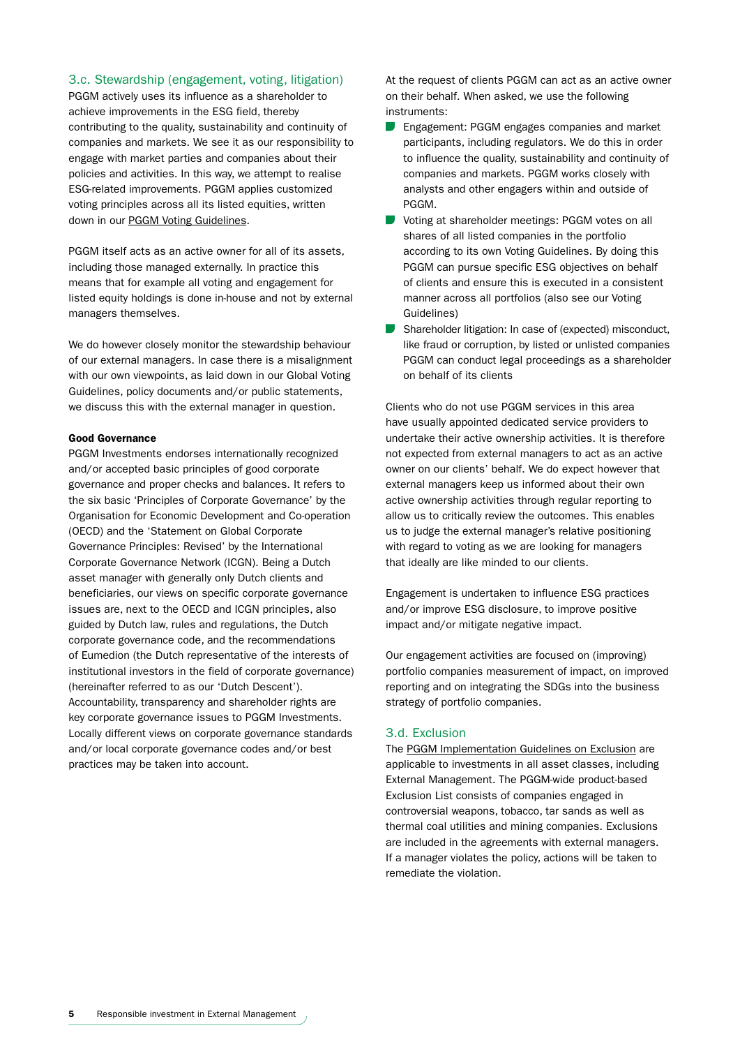### 3.c. Stewardship (engagement, voting, litigation)

PGGM actively uses its influence as a shareholder to achieve improvements in the ESG field, thereby contributing to the quality, sustainability and continuity of companies and markets. We see it as our responsibility to engage with market parties and companies about their policies and activities. In this way, we attempt to realise ESG-related improvements. PGGM applies customized voting principles across all its listed equities, written down in our PGGM Voting Guidelines.

PGGM itself acts as an active owner for all of its assets, including those managed externally. In practice this means that for example all voting and engagement for listed equity holdings is done in-house and not by external managers themselves.

We do however closely monitor the stewardship behaviour of our external managers. In case there is a misalignment with our own viewpoints, as laid down in our Global Voting Guidelines, policy documents and/or public statements, we discuss this with the external manager in question.

**Good Governance**

PGGM Investments endorses internationally recognized and/or accepted basic principles of good corporate governance and proper checks and balances. It refers to the six basic 'Principles of Corporate Governance' by the Organisation for Economic Development and Co-operation (OECD) and the 'Statement on Global Corporate Governance Principles: Revised' by the International Corporate Governance Network (ICGN). Being a Dutch asset manager with generally only Dutch clients and beneficiaries, our views on specific corporate governance issues are, next to the OECD and ICGN principles, also guided by Dutch law, rules and regulations, the Dutch corporate governance code, and the recommendations of Eumedion (the Dutch representative of the interests of institutional investors in the field of corporate governance) (hereinafter referred to as our 'Dutch Descent'). Accountability, transparency and shareholder rights are key corporate governance issues to PGGM Investments. Locally different views on corporate governance standards and/or local corporate governance codes and/or best practices may be taken into account.

At the request of clients PGGM can act as an active owner on their behalf. When asked, we use the following instruments:

- Engagement: PGGM engages companies and market participants, including regulators. We do this in order to influence the quality, sustainability and continuity of companies and markets. PGGM works closely with analysts and other engagers within and outside of PGGM.
- Voting at shareholder meetings: PGGM votes on all shares of all listed companies in the portfolio according to its own Voting Guidelines. By doing this PGGM can pursue specific ESG objectives on behalf of clients and ensure this is executed in a consistent manner across all portfolios (also see our Voting Guidelines)
- Shareholder litigation: In case of (expected) misconduct, like fraud or corruption, by listed or unlisted companies PGGM can conduct legal proceedings as a shareholder on behalf of its clients

Clients who do not use PGGM services in this area have usually appointed dedicated service providers to undertake their active ownership activities. It is therefore not expected from external managers to act as an active owner on our clients' behalf. We do expect however that external managers keep us informed about their own active ownership activities through regular reporting to allow us to critically review the outcomes. This enables us to judge the external manager's relative positioning with regard to voting as we are looking for managers that ideally are like minded to our clients.

Engagement is undertaken to influence ESG practices and/or improve ESG disclosure, to improve positive impact and/or mitigate negative impact.

Our engagement activities are focused on (improving) portfolio companies measurement of impact, on improved reporting and on integrating the SDGs into the business strategy of portfolio companies.

### 3.d. Exclusion

The PGGM Implementation Guidelines on Exclusion are applicable to investments in all asset classes, including External Management. The PGGM-wide product-based Exclusion List consists of companies engaged in controversial weapons, tobacco, tar sands as well as thermal coal utilities and mining companies. Exclusions are included in the agreements with external managers. If a manager violates the policy, actions will be taken to remediate the violation.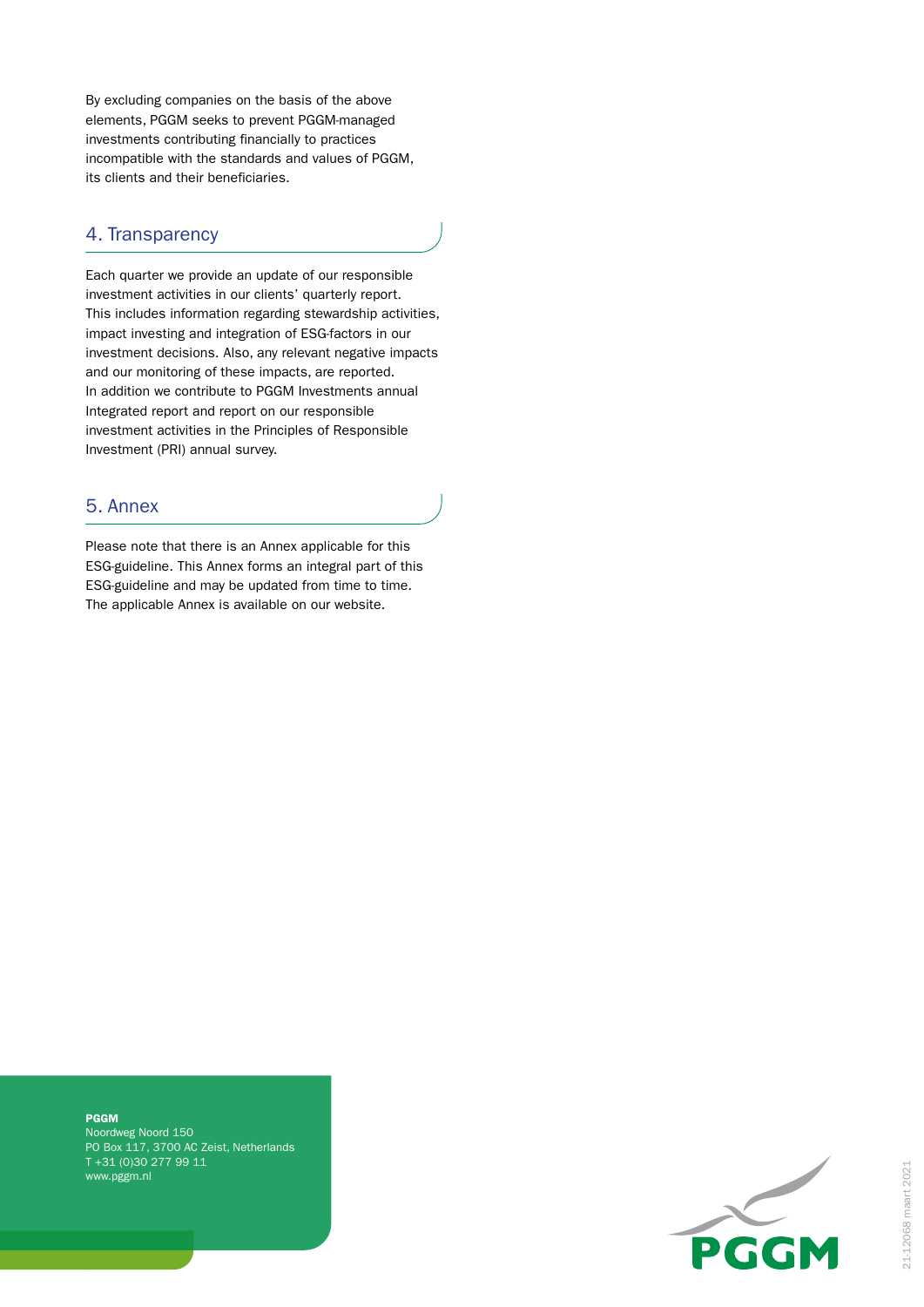By excluding companies on the basis of the above elements, PGGM seeks to prevent PGGM-managed investments contributing financially to practices incompatible with the standards and values of PGGM, its clients and their beneficiaries.

## 4. Transparency

Each quarter we provide an update of our responsible investment activities in our clients' quarterly report. This includes information regarding stewardship activities, impact investing and integration of ESG-factors in our investment decisions. Also, any relevant negative impacts and our monitoring of these impacts, are reported. In addition we contribute to PGGM Investments annual Integrated report and report on our responsible investment activities in the Principles of Responsible Investment (PRI) annual survey.

## 5. Annex

Please note that there is an Annex applicable for this ESG-guideline. This Annex forms an integral part of this ESG-guideline and may be updated from time to time. The applicable Annex is available on our website.

**PGGM**
Noordweg Noord 150
PO Box 117, 3700 AC Zeist, Netherlands
T +31 (0)30 277 99 11
www.pggm.nl

PGGM

21-12068 maart 2021